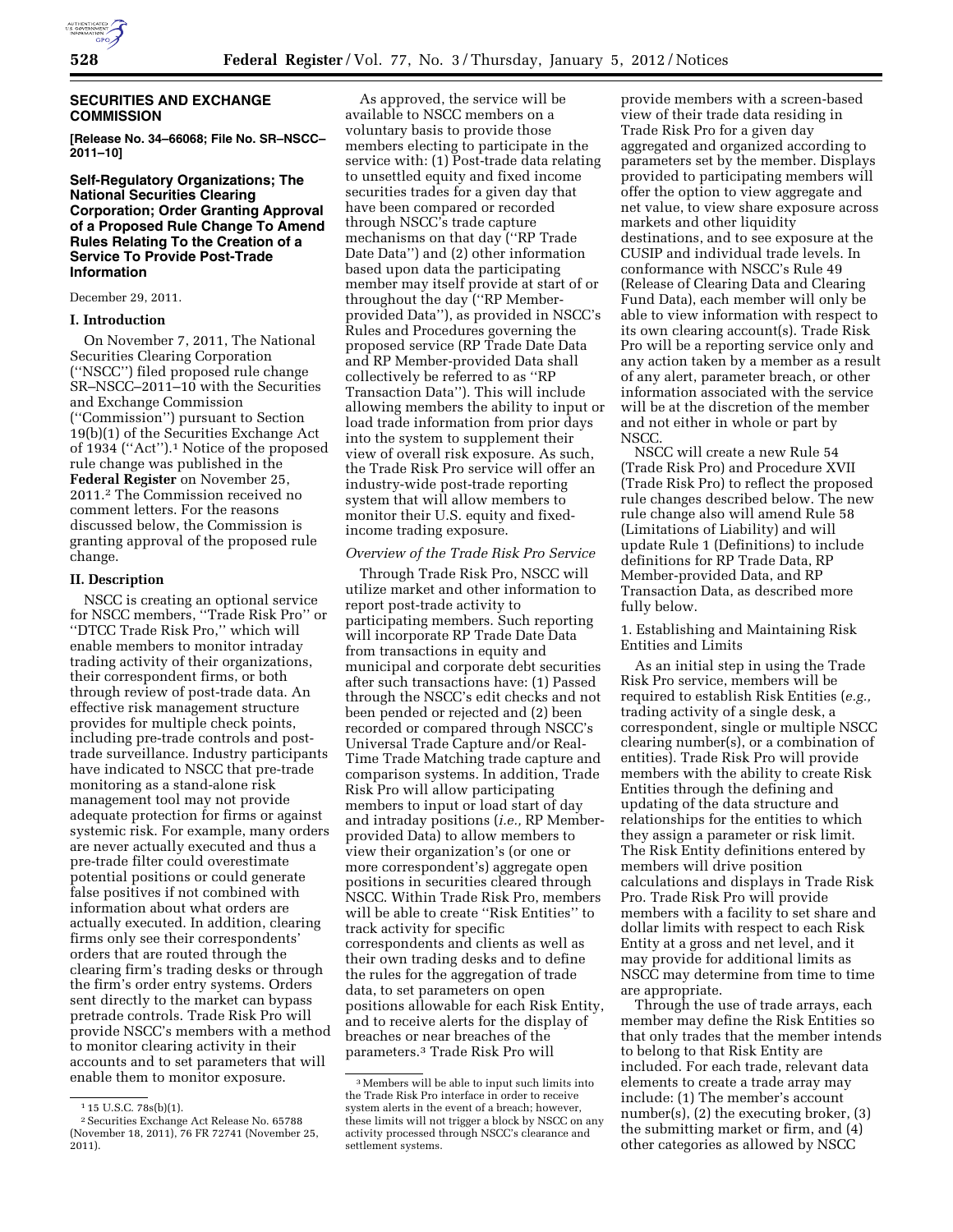**SECURITIES AND EXCHANGE COMMISSION**

**[Release No. 34–66068; File No. SR–NSCC–2011–10]**

## Self-Regulatory Organizations; The National Securities Clearing Corporation; Order Granting Approval of a Proposed Rule Change To Amend Rules Relating To the Creation of a Service To Provide Post-Trade Information

December 29, 2011.

### I. Introduction

On November 7, 2011, The National Securities Clearing Corporation (''NSCC'') filed proposed rule change SR–NSCC–2011–10 with the Securities and Exchange Commission (''Commission'') pursuant to Section 19(b)(1) of the Securities Exchange Act of 1934 (''Act'').[1] Notice of the proposed rule change was published in the **Federal Register** on November 25, 2011.[2] The Commission received no comment letters. For the reasons discussed below, the Commission is granting approval of the proposed rule change.

### II. Description

NSCC is creating an optional service for NSCC members, ''Trade Risk Pro'' or ''DTCC Trade Risk Pro,'' which will enable members to monitor intraday trading activity of their organizations, their correspondent firms, or both through review of post-trade data. An effective risk management structure provides for multiple check points, including pre-trade controls and post-trade surveillance. Industry participants have indicated to NSCC that pre-trade monitoring as a stand-alone risk management tool may not provide adequate protection for firms or against systemic risk. For example, many orders are never actually executed and thus a pre-trade filter could overestimate potential positions or could generate false positives if not combined with information about what orders are actually executed. In addition, clearing firms only see their correspondents' orders that are routed through the clearing firm's trading desks or through the firm's order entry systems. Orders sent directly to the market can bypass pretrade controls. Trade Risk Pro will provide NSCC's members with a method to monitor clearing activity in their accounts and to set parameters that will enable them to monitor exposure.

As approved, the service will be available to NSCC members on a voluntary basis to provide those members electing to participate in the service with: (1) Post-trade data relating to unsettled equity and fixed income securities trades for a given day that have been compared or recorded through NSCC's trade capture mechanisms on that day (''RP Trade Date Data'') and (2) other information based upon data the participating member may itself provide at start of or throughout the day (''RP Member-provided Data''), as provided in NSCC's Rules and Procedures governing the proposed service (RP Trade Date Data and RP Member-provided Data shall collectively be referred to as ''RP Transaction Data''). This will include allowing members the ability to input or load trade information from prior days into the system to supplement their view of overall risk exposure. As such, the Trade Risk Pro service will offer an industry-wide post-trade reporting system that will allow members to monitor their U.S. equity and fixed-income trading exposure.

*Overview of the Trade Risk Pro Service*

Through Trade Risk Pro, NSCC will utilize market and other information to report post-trade activity to participating members. Such reporting will incorporate RP Trade Date Data from transactions in equity and municipal and corporate debt securities after such transactions have: (1) Passed through the NSCC's edit checks and not been pended or rejected and (2) been recorded or compared through NSCC's Universal Trade Capture and/or Real-Time Trade Matching trade capture and comparison systems. In addition, Trade Risk Pro will allow participating members to input or load start of day and intraday positions (*i.e.,* RP Member-provided Data) to allow members to view their organization's (or one or more correspondent's) aggregate open positions in securities cleared through NSCC. Within Trade Risk Pro, members will be able to create ''Risk Entities'' to track activity for specific correspondents and clients as well as their own trading desks and to define the rules for the aggregation of trade data, to set parameters on open positions allowable for each Risk Entity, and to receive alerts for the display of breaches or near breaches of the parameters.[3] Trade Risk Pro will provide members with a screen-based view of their trade data residing in Trade Risk Pro for a given day aggregated and organized according to parameters set by the member. Displays provided to participating members will offer the option to view aggregate and net value, to view share exposure across markets and other liquidity destinations, and to see exposure at the CUSIP and individual trade levels. In conformance with NSCC's Rule 49 (Release of Clearing Data and Clearing Fund Data), each member will only be able to view information with respect to its own clearing account(s). Trade Risk Pro will be a reporting service only and any action taken by a member as a result of any alert, parameter breach, or other information associated with the service will be at the discretion of the member and not either in whole or part by NSCC.

NSCC will create a new Rule 54 (Trade Risk Pro) and Procedure XVII (Trade Risk Pro) to reflect the proposed rule changes described below. The new rule change also will amend Rule 58 (Limitations of Liability) and will update Rule 1 (Definitions) to include definitions for RP Trade Data, RP Member-provided Data, and RP Transaction Data, as described more fully below.

1. Establishing and Maintaining Risk Entities and Limits

As an initial step in using the Trade Risk Pro service, members will be required to establish Risk Entities (*e.g.,* trading activity of a single desk, a correspondent, single or multiple NSCC clearing number(s), or a combination of entities). Trade Risk Pro will provide members with the ability to create Risk Entities through the defining and updating of the data structure and relationships for the entities to which they assign a parameter or risk limit. The Risk Entity definitions entered by members will drive position calculations and displays in Trade Risk Pro. Trade Risk Pro will provide members with a facility to set share and dollar limits with respect to each Risk Entity at a gross and net level, and it may provide for additional limits as NSCC may determine from time to time are appropriate.

Through the use of trade arrays, each member may define the Risk Entities so that only trades that the member intends to belong to that Risk Entity are included. For each trade, relevant data elements to create a trade array may include: (1) The member's account number(s), (2) the executing broker, (3) the submitting market or firm, and (4) other categories as allowed by NSCC

---

[1] 15 U.S.C. 78s(b)(1).

[2] Securities Exchange Act Release No. 65788 (November 18, 2011), 76 FR 72741 (November 25, 2011).

[3] Members will be able to input such limits into the Trade Risk Pro interface in order to receive system alerts in the event of a breach; however, these limits will not trigger a block by NSCC on any activity processed through NSCC's clearance and settlement systems.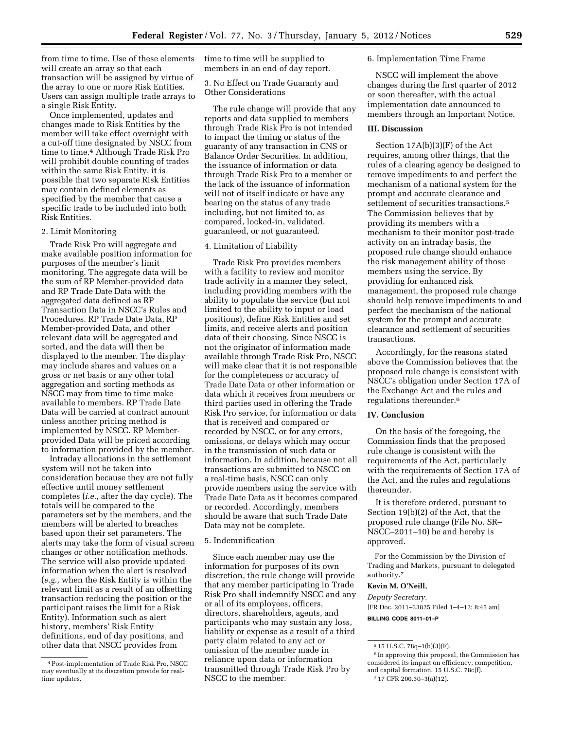from time to time. Use of these elements will create an array so that each transaction will be assigned by virtue of the array to one or more Risk Entities. Users can assign multiple trade arrays to a single Risk Entity.

Once implemented, updates and changes made to Risk Entities by the member will take effect overnight with a cut-off time designated by NSCC from time to time.[4] Although Trade Risk Pro will prohibit double counting of trades within the same Risk Entity, it is possible that two separate Risk Entities may contain defined elements as specified by the member that cause a specific trade to be included into both Risk Entities.

2. Limit Monitoring

Trade Risk Pro will aggregate and make available position information for purposes of the member's limit monitoring. The aggregate data will be the sum of RP Member-provided data and RP Trade Date Data with the aggregated data defined as RP Transaction Data in NSCC's Rules and Procedures. RP Trade Date Data, RP Member-provided Data, and other relevant data will be aggregated and sorted, and the data will then be displayed to the member. The display may include shares and values on a gross or net basis or any other total aggregation and sorting methods as NSCC may from time to time make available to members. RP Trade Date Data will be carried at contract amount unless another pricing method is implemented by NSCC. RP Member-provided Data will be priced according to information provided by the member.

Intraday allocations in the settlement system will not be taken into consideration because they are not fully effective until money settlement completes (*i.e.,* after the day cycle). The totals will be compared to the parameters set by the members, and the members will be alerted to breaches based upon their set parameters. The alerts may take the form of visual screen changes or other notification methods. The service will also provide updated information when the alert is resolved (*e.g.,* when the Risk Entity is within the relevant limit as a result of an offsetting transaction reducing the position or the participant raises the limit for a Risk Entity). Information such as alert history, members' Risk Entity definitions, end of day positions, and other data that NSCC provides from time to time will be supplied to members in an end of day report.

3. No Effect on Trade Guaranty and Other Considerations

The rule change will provide that any reports and data supplied to members through Trade Risk Pro is not intended to impact the timing or status of the guaranty of any transaction in CNS or Balance Order Securities. In addition, the issuance of information or data through Trade Risk Pro to a member or the lack of the issuance of information will not of itself indicate or have any bearing on the status of any trade including, but not limited to, as compared, locked-in, validated, guaranteed, or not guaranteed.

4. Limitation of Liability

Trade Risk Pro provides members with a facility to review and monitor trade activity in a manner they select, including providing members with the ability to populate the service (but not limited to the ability to input or load positions), define Risk Entities and set limits, and receive alerts and position data of their choosing. Since NSCC is not the originator of information made available through Trade Risk Pro, NSCC will make clear that it is not responsible for the completeness or accuracy of Trade Date Data or other information or data which it receives from members or third parties used in offering the Trade Risk Pro service, for information or data that is received and compared or recorded by NSCC, or for any errors, omissions, or delays which may occur in the transmission of such data or information. In addition, because not all transactions are submitted to NSCC on a real-time basis, NSCC can only provide members using the service with Trade Date Data as it becomes compared or recorded. Accordingly, members should be aware that such Trade Date Data may not be complete.

5. Indemnification

Since each member may use the information for purposes of its own discretion, the rule change will provide that any member participating in Trade Risk Pro shall indemnify NSCC and any or all of its employees, officers, directors, shareholders, agents, and participants who may sustain any loss, liability or expense as a result of a third party claim related to any act or omission of the member made in reliance upon data or information transmitted through Trade Risk Pro by NSCC to the member.

6. Implementation Time Frame

NSCC will implement the above changes during the first quarter of 2012 or soon thereafter, with the actual implementation date announced to members through an Important Notice.

## III. Discussion

Section 17A(b)(3)(F) of the Act requires, among other things, that the rules of a clearing agency be designed to remove impediments to and perfect the mechanism of a national system for the prompt and accurate clearance and settlement of securities transactions.[5] The Commission believes that by providing its members with a mechanism to their monitor post-trade activity on an intraday basis, the proposed rule change should enhance the risk management ability of those members using the service. By providing for enhanced risk management, the proposed rule change should help remove impediments to and perfect the mechanism of the national system for the prompt and accurate clearance and settlement of securities transactions.

Accordingly, for the reasons stated above the Commission believes that the proposed rule change is consistent with NSCC's obligation under Section 17A of the Exchange Act and the rules and regulations thereunder.[6]

## IV. Conclusion

On the basis of the foregoing, the Commission finds that the proposed rule change is consistent with the requirements of the Act, particularly with the requirements of Section 17A of the Act, and the rules and regulations thereunder.

It is therefore ordered, pursuant to Section 19(b)(2) of the Act, that the proposed rule change (File No. SR–NSCC–2011–10) be and hereby is approved.

For the Commission by the Division of Trading and Markets, pursuant to delegated authority.[7]

**Kevin M. O'Neill,**

*Deputy Secretary.*

[FR Doc. 2011–33825 Filed 1–4–12; 8:45 am]

**BILLING CODE 8011–01–P**

---

[4] Post-implementation of Trade Risk Pro, NSCC may eventually at its discretion provide for real-time updates.

[5] 15 U.S.C. 78q–1(b)(3)(F).

[6] In approving this proposal, the Commission has considered its impact on efficiency, competition, and capital formation. 15 U.S.C. 78c(f).

[7] 17 CFR 200.30–3(a)(12).